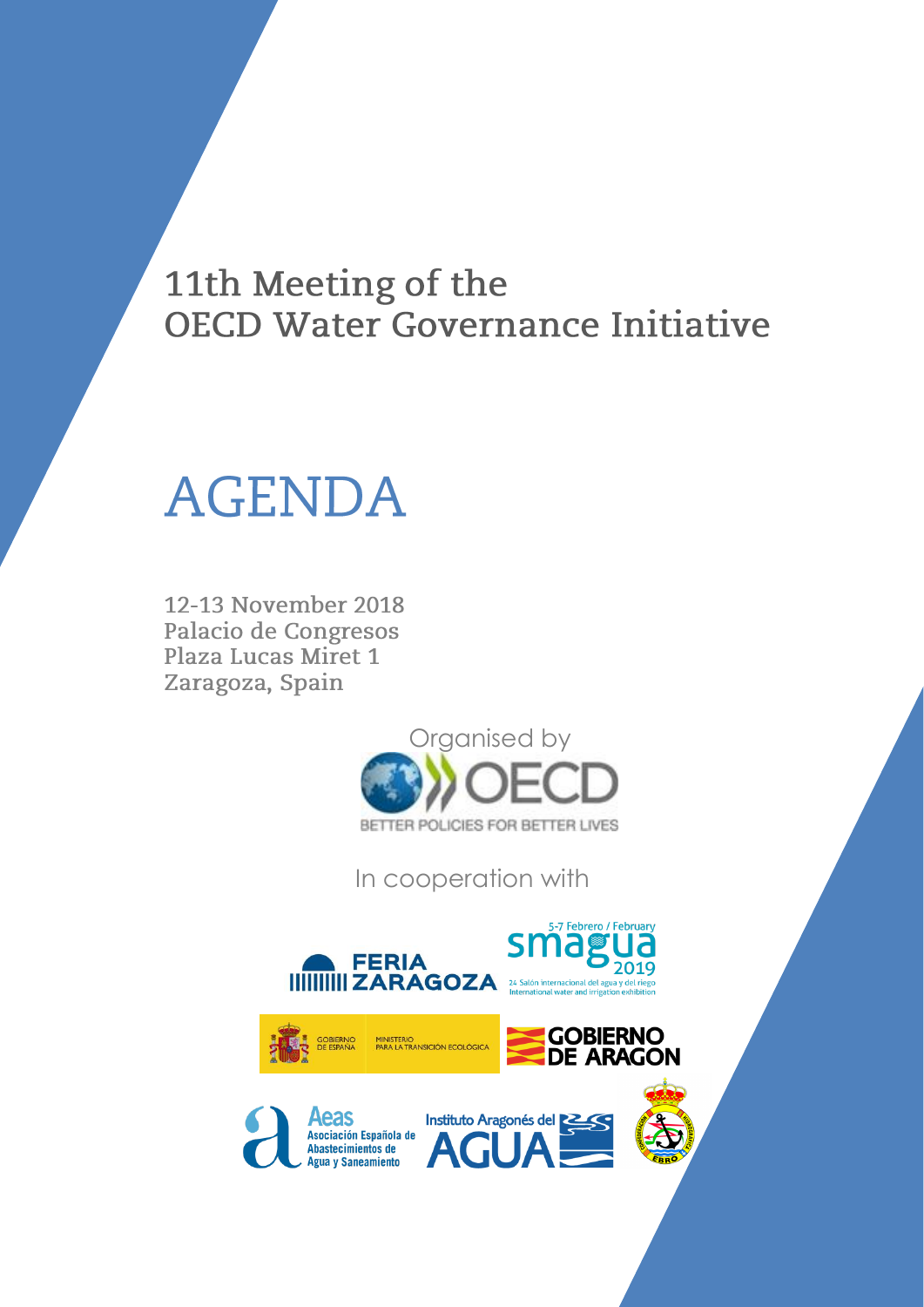# 11th Meeting of the OECD Water Governance Initiative

# AGENDA

12-13 November 2018
Palacio de Congresos
Plaza Lucas Miret 1
Zaragoza, Spain

Organised by

OECD
BETTER POLICIES FOR BETTER LIVES

In cooperation with

FERIA ZARAGOZA

5-7 Febrero / February
smagua 2019
24 Salón internacional del agua y del riego
International water and irrigation exhibition

GOBIERNO DE ESPAÑA — MINISTERIO PARA LA TRANSICIÓN ECOLÓGICA

GOBIERNO DE ARAGON

Aeas
Asociación Española de Abastecimientos de Agua y Saneamiento

Instituto Aragonés del AGUA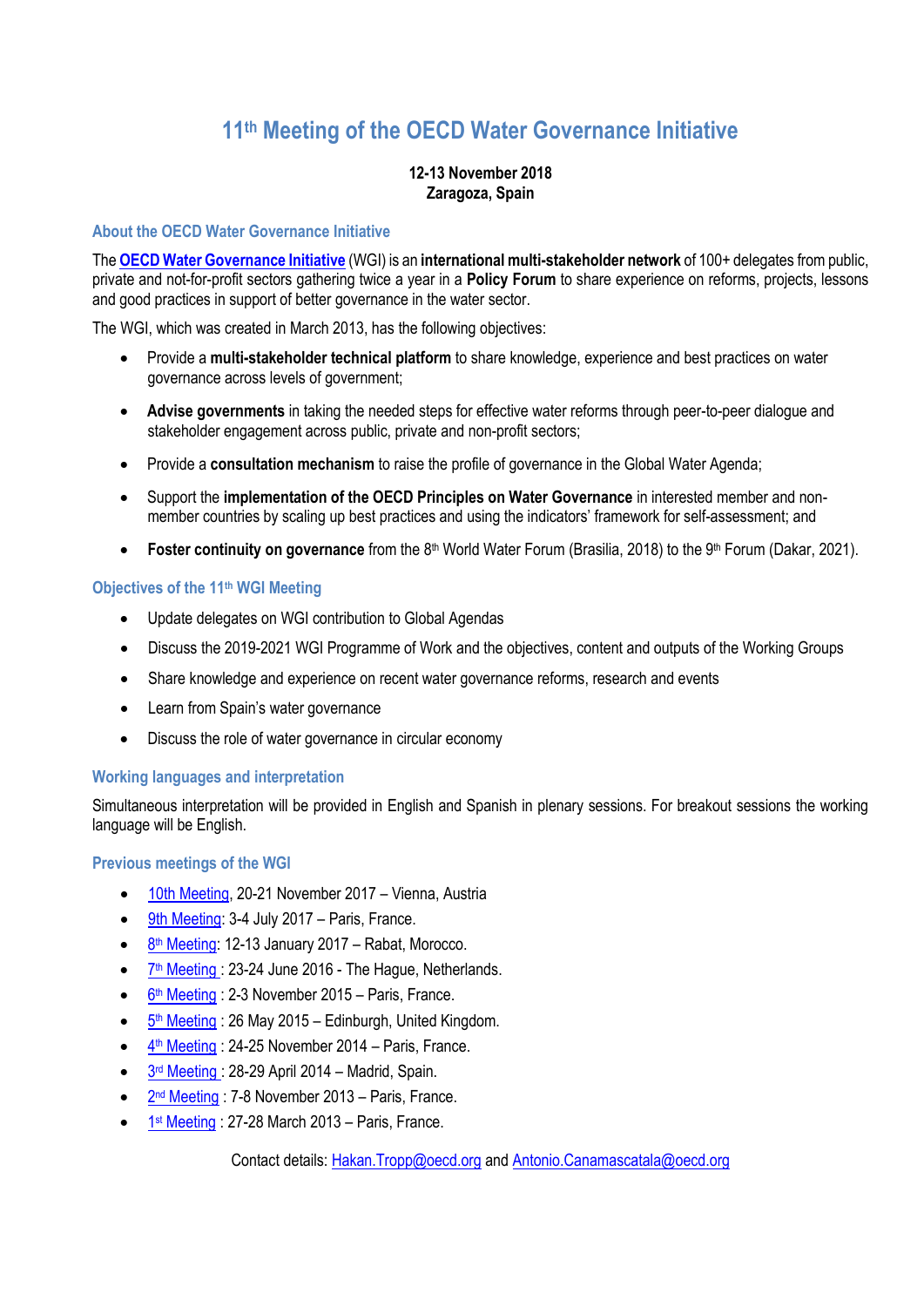# 11th Meeting of the OECD Water Governance Initiative

**12-13 November 2018**
**Zaragoza, Spain**

## About the OECD Water Governance Initiative

The **OECD Water Governance Initiative** (WGI) is an **international multi-stakeholder network** of 100+ delegates from public, private and not-for-profit sectors gathering twice a year in a **Policy Forum** to share experience on reforms, projects, lessons and good practices in support of better governance in the water sector.

The WGI, which was created in March 2013, has the following objectives:

- Provide a **multi-stakeholder technical platform** to share knowledge, experience and best practices on water governance across levels of government;
- **Advise governments** in taking the needed steps for effective water reforms through peer-to-peer dialogue and stakeholder engagement across public, private and non-profit sectors;
- Provide a **consultation mechanism** to raise the profile of governance in the Global Water Agenda;
- Support the **implementation of the OECD Principles on Water Governance** in interested member and non-member countries by scaling up best practices and using the indicators' framework for self-assessment; and
- **Foster continuity on governance** from the 8th World Water Forum (Brasilia, 2018) to the 9th Forum (Dakar, 2021).

## Objectives of the 11th WGI Meeting

- Update delegates on WGI contribution to Global Agendas
- Discuss the 2019-2021 WGI Programme of Work and the objectives, content and outputs of the Working Groups
- Share knowledge and experience on recent water governance reforms, research and events
- Learn from Spain's water governance
- Discuss the role of water governance in circular economy

## Working languages and interpretation

Simultaneous interpretation will be provided in English and Spanish in plenary sessions. For breakout sessions the working language will be English.

## Previous meetings of the WGI

- 10th Meeting, 20-21 November 2017 – Vienna, Austria
- 9th Meeting: 3-4 July 2017 – Paris, France.
- 8th Meeting: 12-13 January 2017 – Rabat, Morocco.
- 7th Meeting : 23-24 June 2016 - The Hague, Netherlands.
- 6th Meeting : 2-3 November 2015 – Paris, France.
- 5th Meeting : 26 May 2015 – Edinburgh, United Kingdom.
- 4th Meeting : 24-25 November 2014 – Paris, France.
- 3rd Meeting : 28-29 April 2014 – Madrid, Spain.
- 2nd Meeting : 7-8 November 2013 – Paris, France.
- 1st Meeting : 27-28 March 2013 – Paris, France.

Contact details: Hakan.Tropp@oecd.org and Antonio.Canamascatala@oecd.org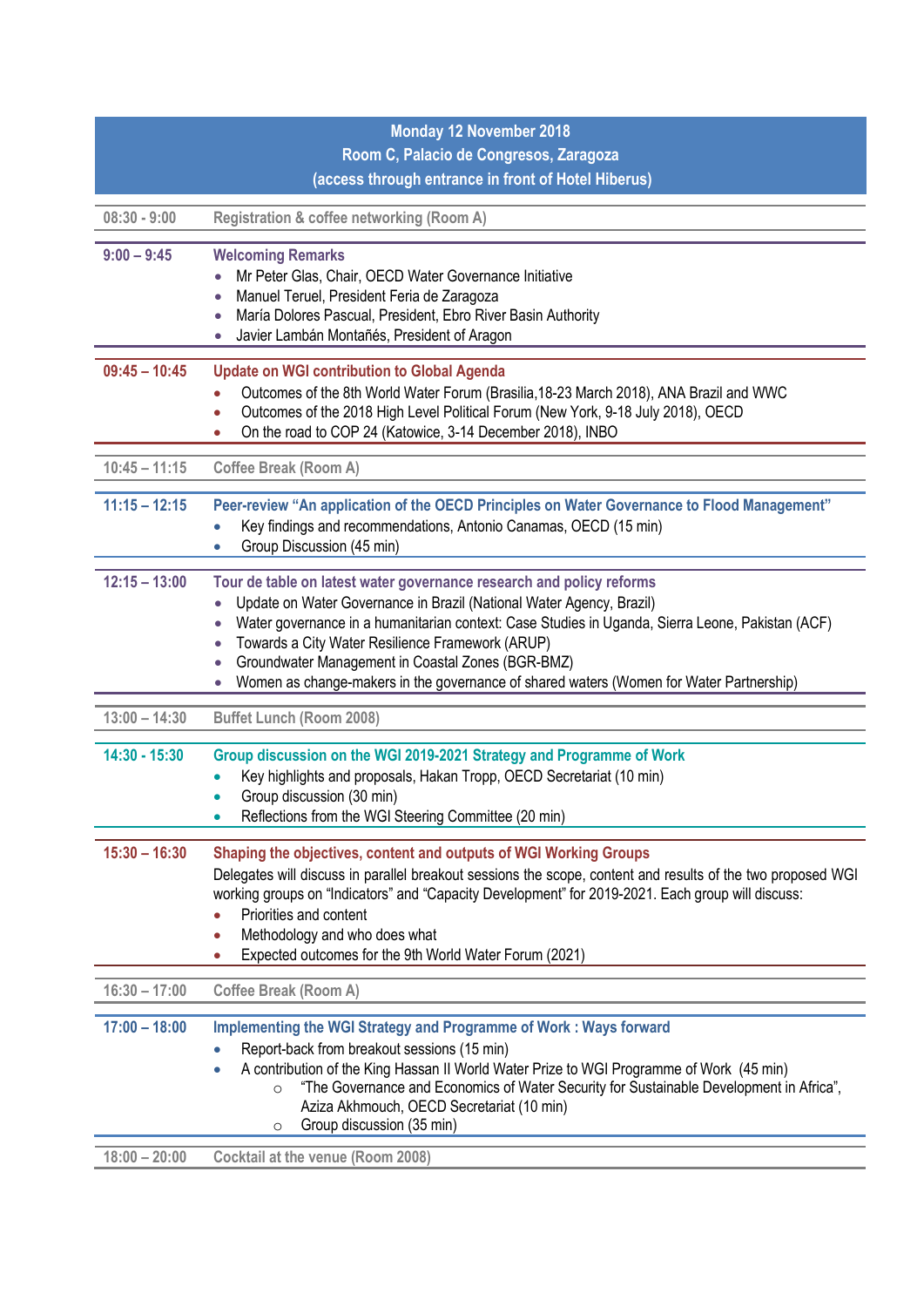**Monday 12 November 2018**
**Room C, Palacio de Congresos, Zaragoza**
**(access through entrance in front of Hotel Hiberus)**

| | |
|---|---|
| 08:30 - 9:00 | Registration & coffee networking (Room A) |
| **9:00 – 9:45** | **Welcoming Remarks**<br>• Mr Peter Glas, Chair, OECD Water Governance Initiative<br>• Manuel Teruel, President Feria de Zaragoza<br>• María Dolores Pascual, President, Ebro River Basin Authority<br>• Javier Lambán Montañés, President of Aragon |
| **09:45 – 10:45** | **Update on WGI contribution to Global Agenda**<br>• Outcomes of the 8th World Water Forum (Brasilia,18-23 March 2018), ANA Brazil and WWC<br>• Outcomes of the 2018 High Level Political Forum (New York, 9-18 July 2018), OECD<br>• On the road to COP 24 (Katowice, 3-14 December 2018), INBO |
| 10:45 – 11:15 | Coffee Break (Room A) |
| **11:15 – 12:15** | **Peer-review "An application of the OECD Principles on Water Governance to Flood Management"**<br>• Key findings and recommendations, Antonio Canamas, OECD (15 min)<br>• Group Discussion (45 min) |
| **12:15 – 13:00** | **Tour de table on latest water governance research and policy reforms**<br>• Update on Water Governance in Brazil (National Water Agency, Brazil)<br>• Water governance in a humanitarian context: Case Studies in Uganda, Sierra Leone, Pakistan (ACF)<br>• Towards a City Water Resilience Framework (ARUP)<br>• Groundwater Management in Coastal Zones (BGR-BMZ)<br>• Women as change-makers in the governance of shared waters (Women for Water Partnership) |
| 13:00 – 14:30 | Buffet Lunch (Room 2008) |
| **14:30 - 15:30** | **Group discussion on the WGI 2019-2021 Strategy and Programme of Work**<br>• Key highlights and proposals, Hakan Tropp, OECD Secretariat (10 min)<br>• Group discussion (30 min)<br>• Reflections from the WGI Steering Committee (20 min) |
| **15:30 – 16:30** | **Shaping the objectives, content and outputs of WGI Working Groups**<br>Delegates will discuss in parallel breakout sessions the scope, content and results of the two proposed WGI working groups on "Indicators" and "Capacity Development" for 2019-2021. Each group will discuss:<br>• Priorities and content<br>• Methodology and who does what<br>• Expected outcomes for the 9th World Water Forum (2021) |
| 16:30 – 17:00 | Coffee Break (Room A) |
| **17:00 – 18:00** | **Implementing the WGI Strategy and Programme of Work : Ways forward**<br>• Report-back from breakout sessions (15 min)<br>• A contribution of the King Hassan II World Water Prize to WGI Programme of Work (45 min)<br>  ○ "The Governance and Economics of Water Security for Sustainable Development in Africa", Aziza Akhmouch, OECD Secretariat (10 min)<br>  ○ Group discussion (35 min) |
| 18:00 – 20:00 | Cocktail at the venue (Room 2008) |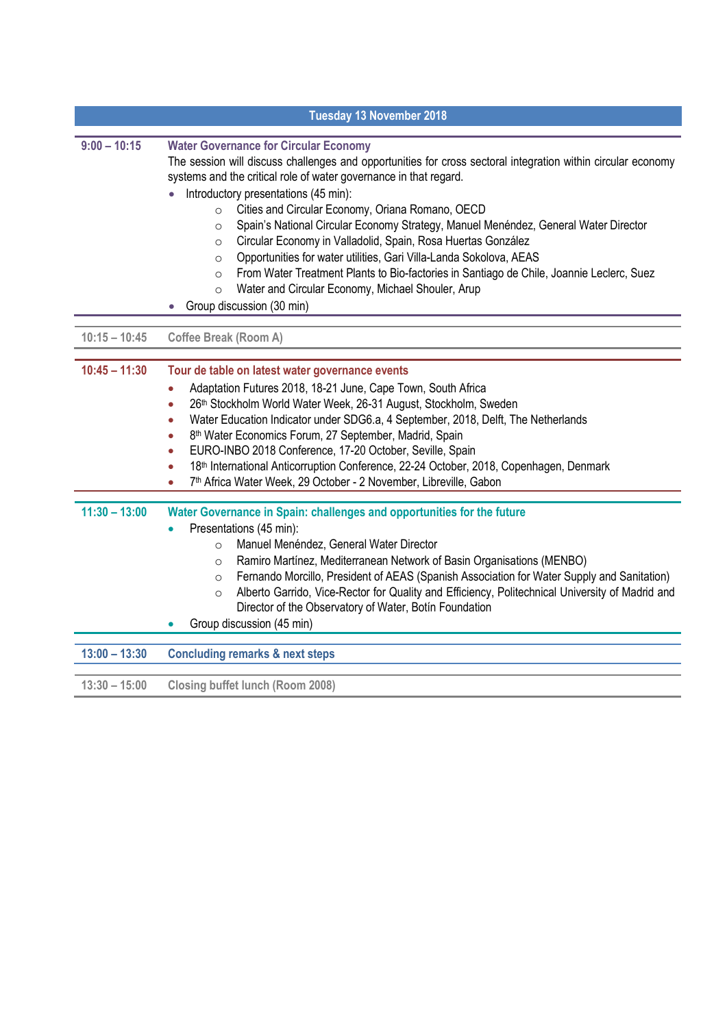## Tuesday 13 November 2018

**9:00 – 10:15** **Water Governance for Circular Economy**

The session will discuss challenges and opportunities for cross sectoral integration within circular economy systems and the critical role of water governance in that regard.

- Introductory presentations (45 min):
  - Cities and Circular Economy, Oriana Romano, OECD
  - Spain's National Circular Economy Strategy, Manuel Menéndez, General Water Director
  - Circular Economy in Valladolid, Spain, Rosa Huertas González
  - Opportunities for water utilities, Gari Villa-Landa Sokolova, AEAS
  - From Water Treatment Plants to Bio-factories in Santiago de Chile, Joannie Leclerc, Suez
  - Water and Circular Economy, Michael Shouler, Arup
- Group discussion (30 min)

**10:15 – 10:45** **Coffee Break (Room A)**

**10:45 – 11:30** **Tour de table on latest water governance events**

- Adaptation Futures 2018, 18-21 June, Cape Town, South Africa
- 26th Stockholm World Water Week, 26-31 August, Stockholm, Sweden
- Water Education Indicator under SDG6.a, 4 September, 2018, Delft, The Netherlands
- 8th Water Economics Forum, 27 September, Madrid, Spain
- EURO-INBO 2018 Conference, 17-20 October, Seville, Spain
- 18th International Anticorruption Conference, 22-24 October, 2018, Copenhagen, Denmark
- 7th Africa Water Week, 29 October - 2 November, Libreville, Gabon

**11:30 – 13:00** **Water Governance in Spain: challenges and opportunities for the future**

- Presentations (45 min):
  - Manuel Menéndez, General Water Director
  - Ramiro Martínez, Mediterranean Network of Basin Organisations (MENBO)
  - Fernando Morcillo, President of AEAS (Spanish Association for Water Supply and Sanitation)
  - Alberto Garrido, Vice-Rector for Quality and Efficiency, Politechnical University of Madrid and Director of the Observatory of Water, Botín Foundation
- Group discussion (45 min)

**13:00 – 13:30** **Concluding remarks & next steps**

**13:30 – 15:00** **Closing buffet lunch (Room 2008)**